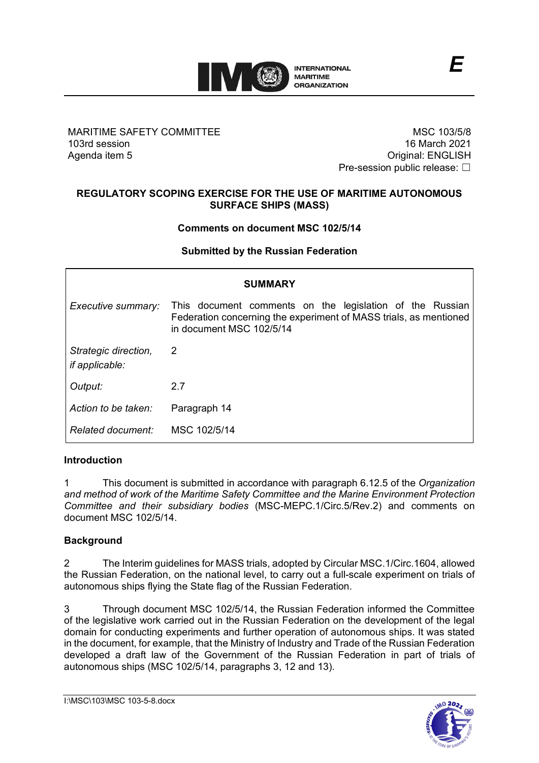MARITIME SAFETY COMMITTEE
103rd session
Agenda item 5

MSC 103/5/8
16 March 2021
Original: ENGLISH
Pre-session public release: ☐

# REGULATORY SCOPING EXERCISE FOR THE USE OF MARITIME AUTONOMOUS SURFACE SHIPS (MASS)

**Comments on document MSC 102/5/14**

**Submitted by the Russian Federation**

| **SUMMARY** | |
|---|---|
| *Executive summary:* | This document comments on the legislation of the Russian Federation concerning the experiment of MASS trials, as mentioned in document MSC 102/5/14 |
| *Strategic direction, if applicable:* | 2 |
| *Output:* | 2.7 |
| *Action to be taken:* | Paragraph 14 |
| *Related document:* | MSC 102/5/14 |

## Introduction

1 This document is submitted in accordance with paragraph 6.12.5 of the *Organization and method of work of the Maritime Safety Committee and the Marine Environment Protection Committee and their subsidiary bodies* (MSC-MEPC.1/Circ.5/Rev.2) and comments on document MSC 102/5/14.

## Background

2 The Interim guidelines for MASS trials, adopted by Circular MSC.1/Circ.1604, allowed the Russian Federation, on the national level, to carry out a full-scale experiment on trials of autonomous ships flying the State flag of the Russian Federation.

3 Through document MSC 102/5/14, the Russian Federation informed the Committee of the legislative work carried out in the Russian Federation on the development of the legal domain for conducting experiments and further operation of autonomous ships. It was stated in the document, for example, that the Ministry of Industry and Trade of the Russian Federation developed a draft law of the Government of the Russian Federation in part of trials of autonomous ships (MSC 102/5/14, paragraphs 3, 12 and 13).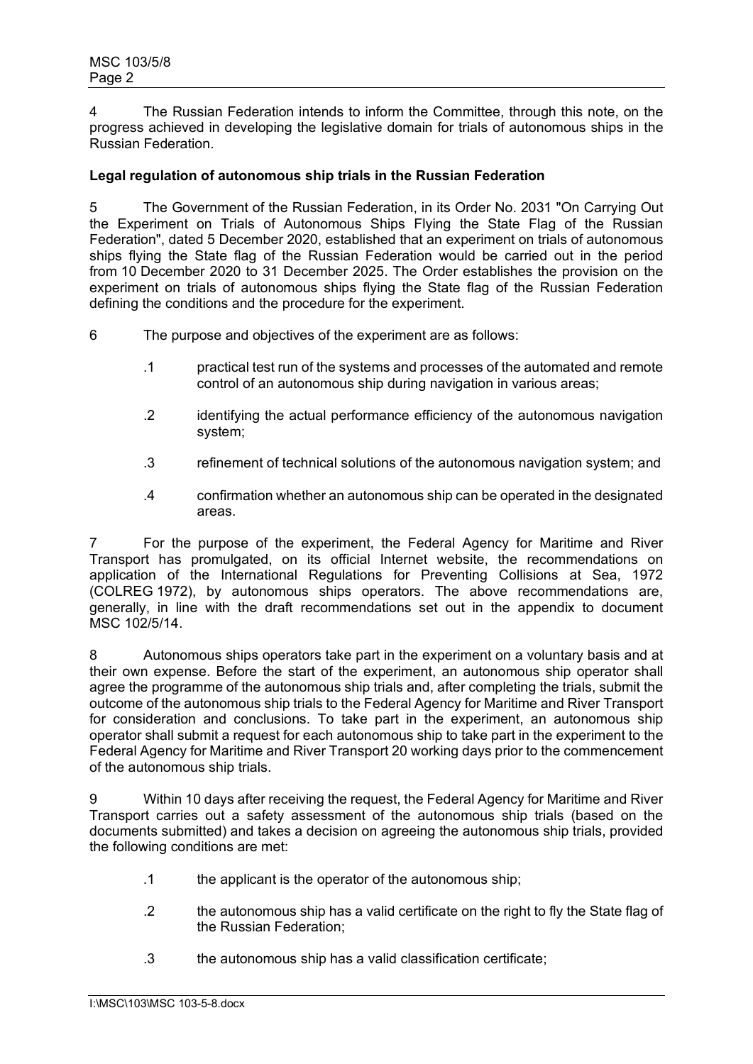4 The Russian Federation intends to inform the Committee, through this note, on the progress achieved in developing the legislative domain for trials of autonomous ships in the Russian Federation.

**Legal regulation of autonomous ship trials in the Russian Federation**

5 The Government of the Russian Federation, in its Order No. 2031 "On Carrying Out the Experiment on Trials of Autonomous Ships Flying the State Flag of the Russian Federation", dated 5 December 2020, established that an experiment on trials of autonomous ships flying the State flag of the Russian Federation would be carried out in the period from 10 December 2020 to 31 December 2025. The Order establishes the provision on the experiment on trials of autonomous ships flying the State flag of the Russian Federation defining the conditions and the procedure for the experiment.

6 The purpose and objectives of the experiment are as follows:

.1 practical test run of the systems and processes of the automated and remote control of an autonomous ship during navigation in various areas;

.2 identifying the actual performance efficiency of the autonomous navigation system;

.3 refinement of technical solutions of the autonomous navigation system; and

.4 confirmation whether an autonomous ship can be operated in the designated areas.

7 For the purpose of the experiment, the Federal Agency for Maritime and River Transport has promulgated, on its official Internet website, the recommendations on application of the International Regulations for Preventing Collisions at Sea, 1972 (COLREG 1972), by autonomous ships operators. The above recommendations are, generally, in line with the draft recommendations set out in the appendix to document MSC 102/5/14.

8 Autonomous ships operators take part in the experiment on a voluntary basis and at their own expense. Before the start of the experiment, an autonomous ship operator shall agree the programme of the autonomous ship trials and, after completing the trials, submit the outcome of the autonomous ship trials to the Federal Agency for Maritime and River Transport for consideration and conclusions. To take part in the experiment, an autonomous ship operator shall submit a request for each autonomous ship to take part in the experiment to the Federal Agency for Maritime and River Transport 20 working days prior to the commencement of the autonomous ship trials.

9 Within 10 days after receiving the request, the Federal Agency for Maritime and River Transport carries out a safety assessment of the autonomous ship trials (based on the documents submitted) and takes a decision on agreeing the autonomous ship trials, provided the following conditions are met:

.1 the applicant is the operator of the autonomous ship;

.2 the autonomous ship has a valid certificate on the right to fly the State flag of the Russian Federation;

.3 the autonomous ship has a valid classification certificate;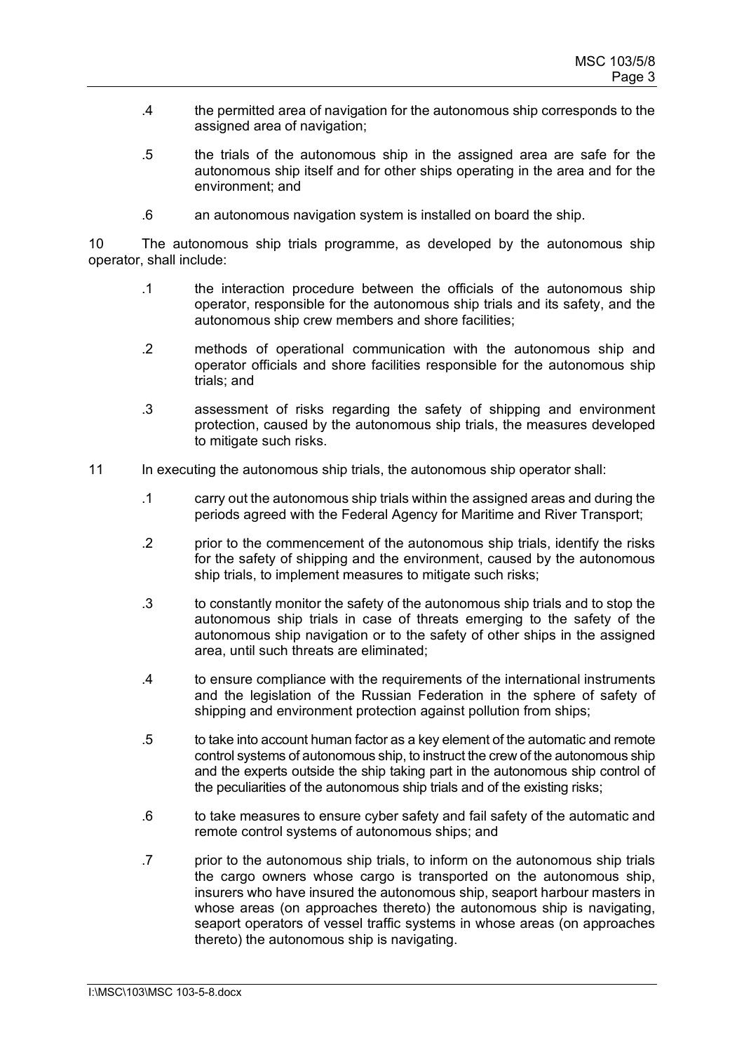.4 the permitted area of navigation for the autonomous ship corresponds to the assigned area of navigation;

.5 the trials of the autonomous ship in the assigned area are safe for the autonomous ship itself and for other ships operating in the area and for the environment; and

.6 an autonomous navigation system is installed on board the ship.

10 The autonomous ship trials programme, as developed by the autonomous ship operator, shall include:

.1 the interaction procedure between the officials of the autonomous ship operator, responsible for the autonomous ship trials and its safety, and the autonomous ship crew members and shore facilities;

.2 methods of operational communication with the autonomous ship and operator officials and shore facilities responsible for the autonomous ship trials; and

.3 assessment of risks regarding the safety of shipping and environment protection, caused by the autonomous ship trials, the measures developed to mitigate such risks.

11 In executing the autonomous ship trials, the autonomous ship operator shall:

.1 carry out the autonomous ship trials within the assigned areas and during the periods agreed with the Federal Agency for Maritime and River Transport;

.2 prior to the commencement of the autonomous ship trials, identify the risks for the safety of shipping and the environment, caused by the autonomous ship trials, to implement measures to mitigate such risks;

.3 to constantly monitor the safety of the autonomous ship trials and to stop the autonomous ship trials in case of threats emerging to the safety of the autonomous ship navigation or to the safety of other ships in the assigned area, until such threats are eliminated;

.4 to ensure compliance with the requirements of the international instruments and the legislation of the Russian Federation in the sphere of safety of shipping and environment protection against pollution from ships;

.5 to take into account human factor as a key element of the automatic and remote control systems of autonomous ship, to instruct the crew of the autonomous ship and the experts outside the ship taking part in the autonomous ship control of the peculiarities of the autonomous ship trials and of the existing risks;

.6 to take measures to ensure cyber safety and fail safety of the automatic and remote control systems of autonomous ships; and

.7 prior to the autonomous ship trials, to inform on the autonomous ship trials the cargo owners whose cargo is transported on the autonomous ship, insurers who have insured the autonomous ship, seaport harbour masters in whose areas (on approaches thereto) the autonomous ship is navigating, seaport operators of vessel traffic systems in whose areas (on approaches thereto) the autonomous ship is navigating.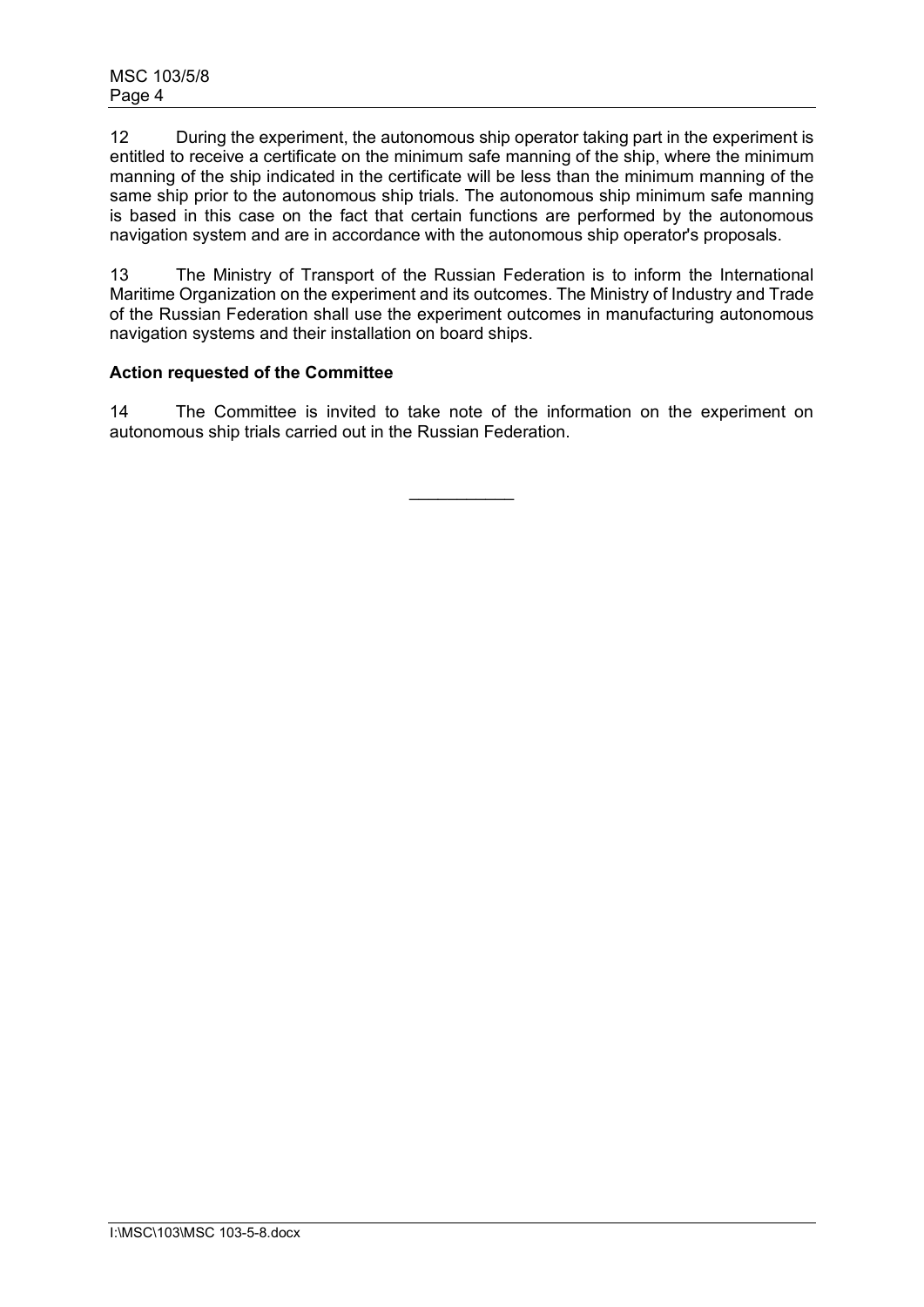12 During the experiment, the autonomous ship operator taking part in the experiment is entitled to receive a certificate on the minimum safe manning of the ship, where the minimum manning of the ship indicated in the certificate will be less than the minimum manning of the same ship prior to the autonomous ship trials. The autonomous ship minimum safe manning is based in this case on the fact that certain functions are performed by the autonomous navigation system and are in accordance with the autonomous ship operator's proposals.

13 The Ministry of Transport of the Russian Federation is to inform the International Maritime Organization on the experiment and its outcomes. The Ministry of Industry and Trade of the Russian Federation shall use the experiment outcomes in manufacturing autonomous navigation systems and their installation on board ships.

**Action requested of the Committee**

14 The Committee is invited to take note of the information on the experiment on autonomous ship trials carried out in the Russian Federation.

___________